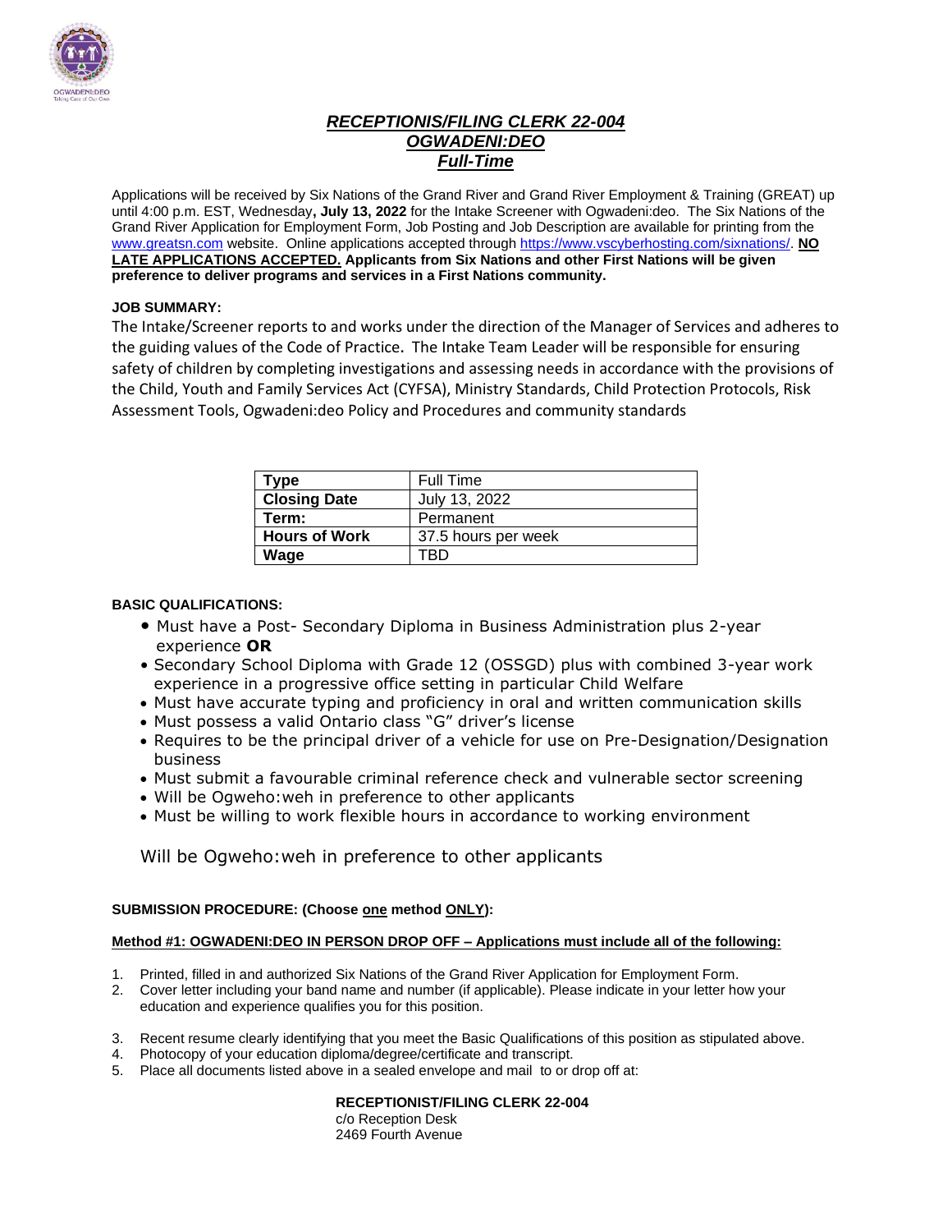# *RECEPTIONIS/FILING CLERK 22-004*
# *OGWADENI:DEO*
# *Full-Time*

Applications will be received by Six Nations of the Grand River and Grand River Employment & Training (GREAT) up until 4:00 p.m. EST, Wednesday**, July 13, 2022** for the Intake Screener with Ogwadeni:deo. The Six Nations of the Grand River Application for Employment Form, Job Posting and Job Description are available for printing from the www.greatsn.com website. Online applications accepted through https://www.vscyberhosting.com/sixnations/. **NO LATE APPLICATIONS ACCEPTED. Applicants from Six Nations and other First Nations will be given preference to deliver programs and services in a First Nations community.**

**JOB SUMMARY:**

The Intake/Screener reports to and works under the direction of the Manager of Services and adheres to the guiding values of the Code of Practice. The Intake Team Leader will be responsible for ensuring safety of children by completing investigations and assessing needs in accordance with the provisions of the Child, Youth and Family Services Act (CYFSA), Ministry Standards, Child Protection Protocols, Risk Assessment Tools, Ogwadeni:deo Policy and Procedures and community standards

| **Type** | Full Time |
|---|---|
| **Closing Date** | July 13, 2022 |
| **Term:** | Permanent |
| **Hours of Work** | 37.5 hours per week |
| **Wage** | TBD |

**BASIC QUALIFICATIONS:**

- Must have a Post- Secondary Diploma in Business Administration plus 2-year experience **OR**
- Secondary School Diploma with Grade 12 (OSSGD) plus with combined 3-year work experience in a progressive office setting in particular Child Welfare
- Must have accurate typing and proficiency in oral and written communication skills
- Must possess a valid Ontario class "G" driver's license
- Requires to be the principal driver of a vehicle for use on Pre-Designation/Designation business
- Must submit a favourable criminal reference check and vulnerable sector screening
- Will be Ogweho:weh in preference to other applicants
- Must be willing to work flexible hours in accordance to working environment

Will be Ogweho:weh in preference to other applicants

**SUBMISSION PROCEDURE: (Choose one method ONLY):**

**Method #1: OGWADENI:DEO IN PERSON DROP OFF – Applications must include all of the following:**

1. Printed, filled in and authorized Six Nations of the Grand River Application for Employment Form.
2. Cover letter including your band name and number (if applicable). Please indicate in your letter how your education and experience qualifies you for this position.
3. Recent resume clearly identifying that you meet the Basic Qualifications of this position as stipulated above.
4. Photocopy of your education diploma/degree/certificate and transcript.
5. Place all documents listed above in a sealed envelope and mail to or drop off at:

**RECEPTIONIST/FILING CLERK 22-004**
c/o Reception Desk
2469 Fourth Avenue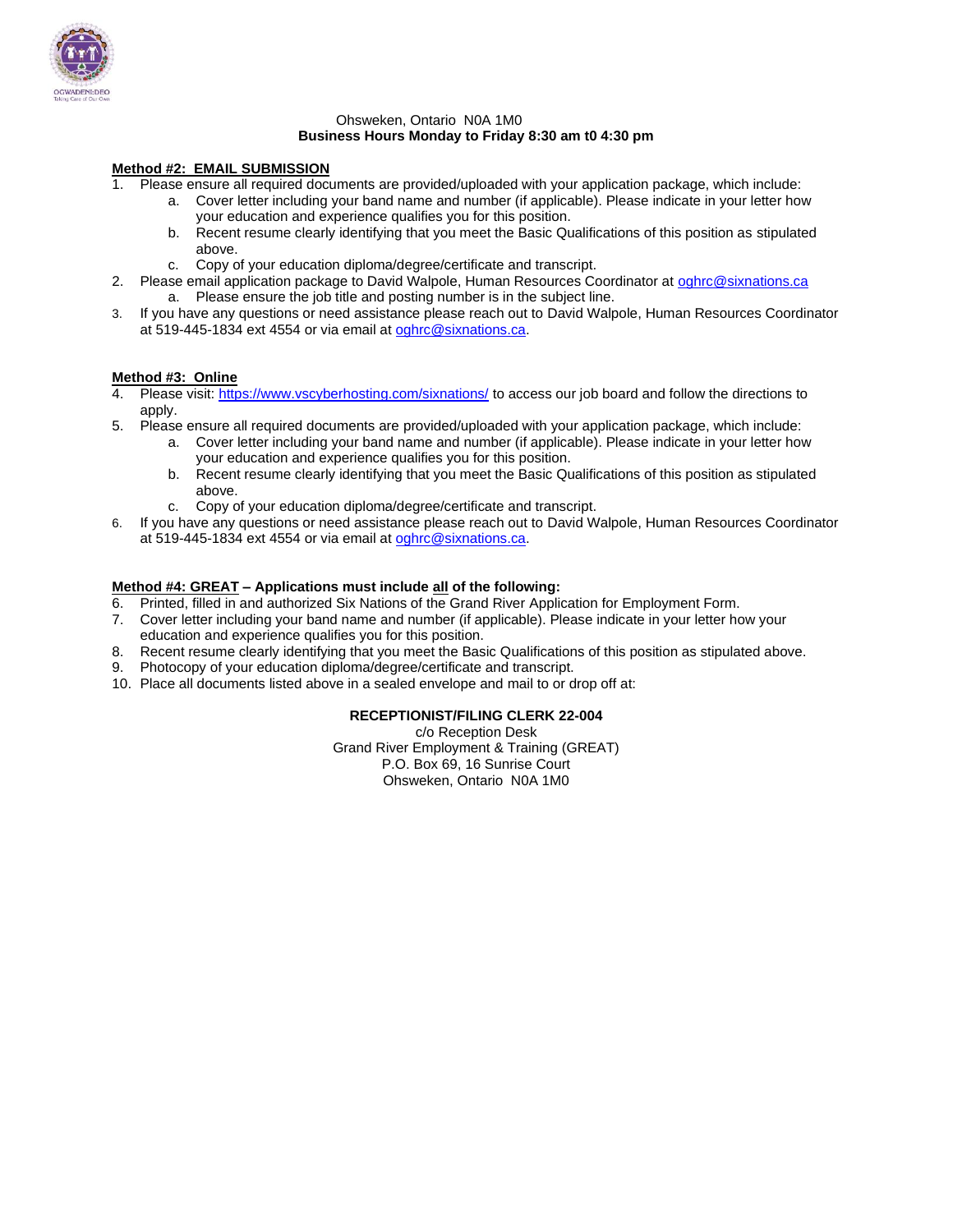Ohsweken, Ontario N0A 1M0

**Business Hours Monday to Friday 8:30 am t0 4:30 pm**

**Method #2: EMAIL SUBMISSION**

1. Please ensure all required documents are provided/uploaded with your application package, which include:
   a. Cover letter including your band name and number (if applicable). Please indicate in your letter how your education and experience qualifies you for this position.
   b. Recent resume clearly identifying that you meet the Basic Qualifications of this position as stipulated above.
   c. Copy of your education diploma/degree/certificate and transcript.
2. Please email application package to David Walpole, Human Resources Coordinator at oghrc@sixnations.ca
   a. Please ensure the job title and posting number is in the subject line.
3. If you have any questions or need assistance please reach out to David Walpole, Human Resources Coordinator at 519-445-1834 ext 4554 or via email at oghrc@sixnations.ca.

**Method #3: Online**

4. Please visit: https://www.vscyberhosting.com/sixnations/ to access our job board and follow the directions to apply.
5. Please ensure all required documents are provided/uploaded with your application package, which include:
   a. Cover letter including your band name and number (if applicable). Please indicate in your letter how your education and experience qualifies you for this position.
   b. Recent resume clearly identifying that you meet the Basic Qualifications of this position as stipulated above.
   c. Copy of your education diploma/degree/certificate and transcript.
6. If you have any questions or need assistance please reach out to David Walpole, Human Resources Coordinator at 519-445-1834 ext 4554 or via email at oghrc@sixnations.ca.

**Method #4: GREAT – Applications must include all of the following:**

6. Printed, filled in and authorized Six Nations of the Grand River Application for Employment Form.
7. Cover letter including your band name and number (if applicable). Please indicate in your letter how your education and experience qualifies you for this position.
8. Recent resume clearly identifying that you meet the Basic Qualifications of this position as stipulated above.
9. Photocopy of your education diploma/degree/certificate and transcript.
10. Place all documents listed above in a sealed envelope and mail to or drop off at:

**RECEPTIONIST/FILING CLERK 22-004**
c/o Reception Desk
Grand River Employment & Training (GREAT)
P.O. Box 69, 16 Sunrise Court
Ohsweken, Ontario N0A 1M0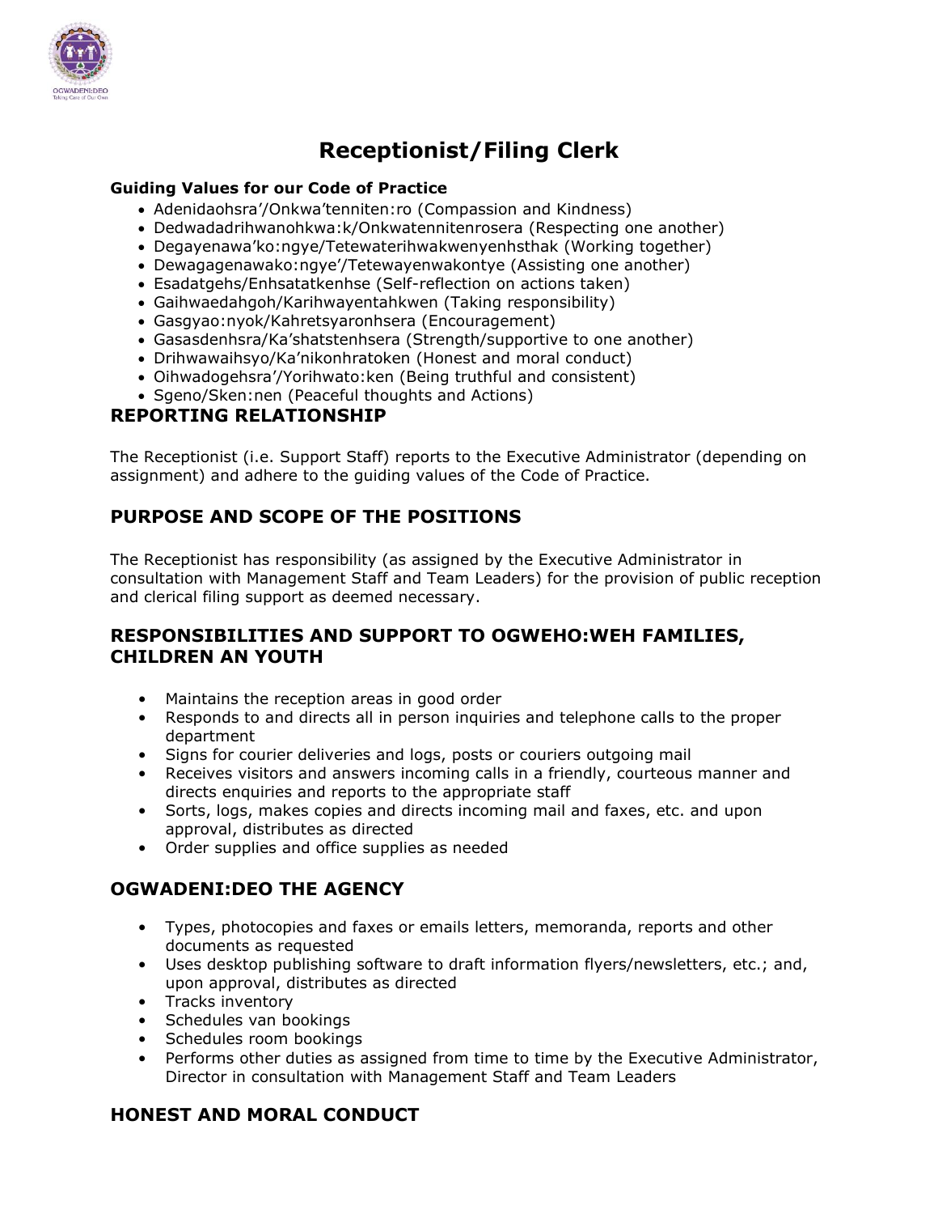# Receptionist/Filing Clerk

**Guiding Values for our Code of Practice**

- Adenidaohsra'/Onkwa'tenniten:ro (Compassion and Kindness)
- Dedwadadrihwanohkwa:k/Onkwatennitenrosera (Respecting one another)
- Degayenawa'ko:ngye/Tetewaterihwakwenyenhsthak (Working together)
- Dewagagenawako:ngye'/Tetewayenwakontye (Assisting one another)
- Esadatgehs/Enhsatatkenhse (Self-reflection on actions taken)
- Gaihwaedahgoh/Karihwayentahkwen (Taking responsibility)
- Gasgyao:nyok/Kahretsyaronhsera (Encouragement)
- Gasasdenhsra/Ka'shatstenhsera (Strength/supportive to one another)
- Drihwawaihsyo/Ka'nikonhratoken (Honest and moral conduct)
- Oihwadogehsra'/Yorihwato:ken (Being truthful and consistent)
- Sgeno/Sken:nen (Peaceful thoughts and Actions)

## REPORTING RELATIONSHIP

The Receptionist (i.e. Support Staff) reports to the Executive Administrator (depending on assignment) and adhere to the guiding values of the Code of Practice.

## PURPOSE AND SCOPE OF THE POSITIONS

The Receptionist has responsibility (as assigned by the Executive Administrator in consultation with Management Staff and Team Leaders) for the provision of public reception and clerical filing support as deemed necessary.

## RESPONSIBILITIES AND SUPPORT TO OGWEHO:WEH FAMILIES, CHILDREN AN YOUTH

- Maintains the reception areas in good order
- Responds to and directs all in person inquiries and telephone calls to the proper department
- Signs for courier deliveries and logs, posts or couriers outgoing mail
- Receives visitors and answers incoming calls in a friendly, courteous manner and directs enquiries and reports to the appropriate staff
- Sorts, logs, makes copies and directs incoming mail and faxes, etc. and upon approval, distributes as directed
- Order supplies and office supplies as needed

## OGWADENI:DEO THE AGENCY

- Types, photocopies and faxes or emails letters, memoranda, reports and other documents as requested
- Uses desktop publishing software to draft information flyers/newsletters, etc.; and, upon approval, distributes as directed
- Tracks inventory
- Schedules van bookings
- Schedules room bookings
- Performs other duties as assigned from time to time by the Executive Administrator, Director in consultation with Management Staff and Team Leaders

## HONEST AND MORAL CONDUCT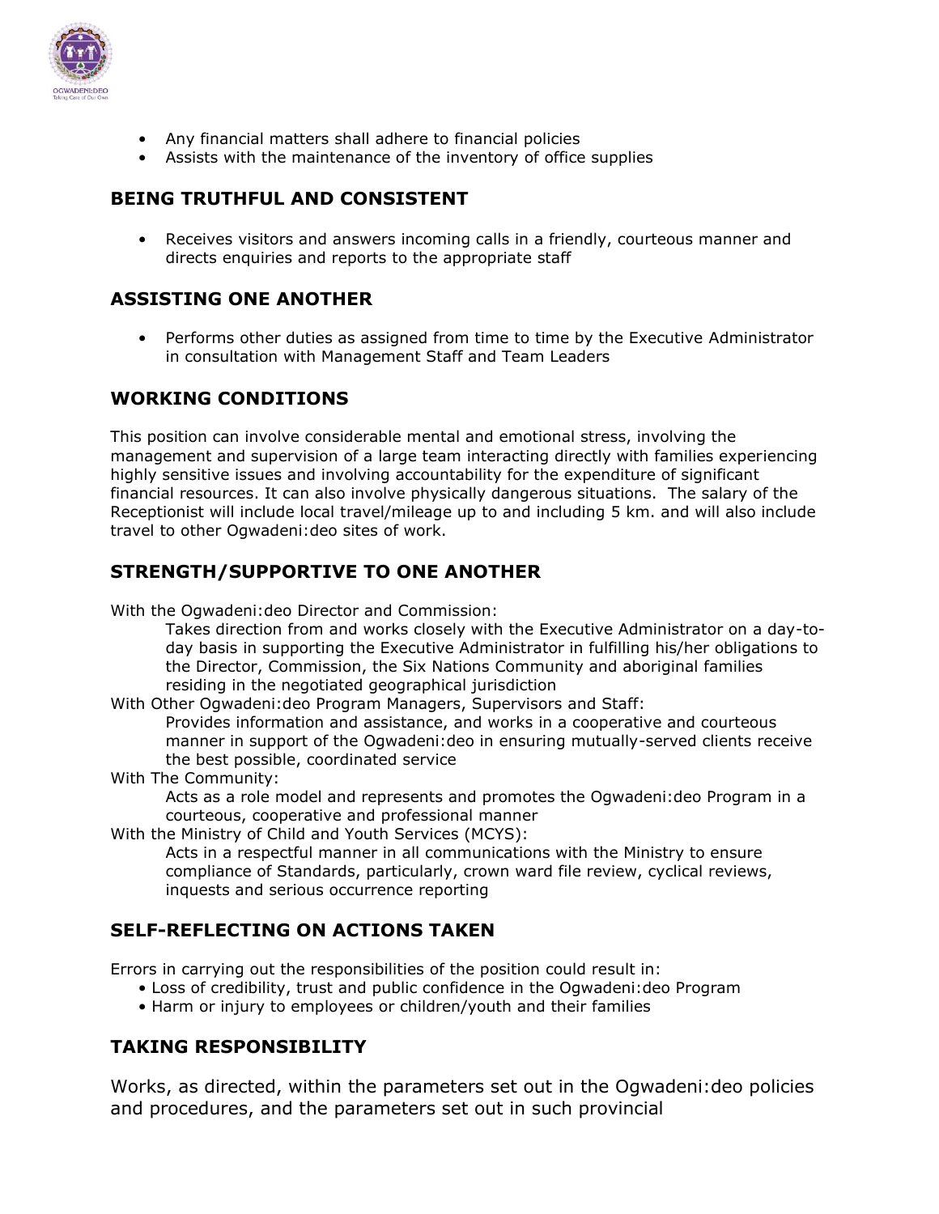- Any financial matters shall adhere to financial policies
- Assists with the maintenance of the inventory of office supplies

## BEING TRUTHFUL AND CONSISTENT

- Receives visitors and answers incoming calls in a friendly, courteous manner and directs enquiries and reports to the appropriate staff

## ASSISTING ONE ANOTHER

- Performs other duties as assigned from time to time by the Executive Administrator in consultation with Management Staff and Team Leaders

## WORKING CONDITIONS

This position can involve considerable mental and emotional stress, involving the management and supervision of a large team interacting directly with families experiencing highly sensitive issues and involving accountability for the expenditure of significant financial resources. It can also involve physically dangerous situations. The salary of the Receptionist will include local travel/mileage up to and including 5 km. and will also include travel to other Ogwadeni:deo sites of work.

## STRENGTH/SUPPORTIVE TO ONE ANOTHER

With the Ogwadeni:deo Director and Commission:

> Takes direction from and works closely with the Executive Administrator on a day-to-day basis in supporting the Executive Administrator in fulfilling his/her obligations to the Director, Commission, the Six Nations Community and aboriginal families residing in the negotiated geographical jurisdiction

With Other Ogwadeni:deo Program Managers, Supervisors and Staff:

> Provides information and assistance, and works in a cooperative and courteous manner in support of the Ogwadeni:deo in ensuring mutually-served clients receive the best possible, coordinated service

With The Community:

> Acts as a role model and represents and promotes the Ogwadeni:deo Program in a courteous, cooperative and professional manner

With the Ministry of Child and Youth Services (MCYS):

> Acts in a respectful manner in all communications with the Ministry to ensure compliance of Standards, particularly, crown ward file review, cyclical reviews, inquests and serious occurrence reporting

## SELF-REFLECTING ON ACTIONS TAKEN

Errors in carrying out the responsibilities of the position could result in:

- Loss of credibility, trust and public confidence in the Ogwadeni:deo Program
- Harm or injury to employees or children/youth and their families

## TAKING RESPONSIBILITY

Works, as directed, within the parameters set out in the Ogwadeni:deo policies and procedures, and the parameters set out in such provincial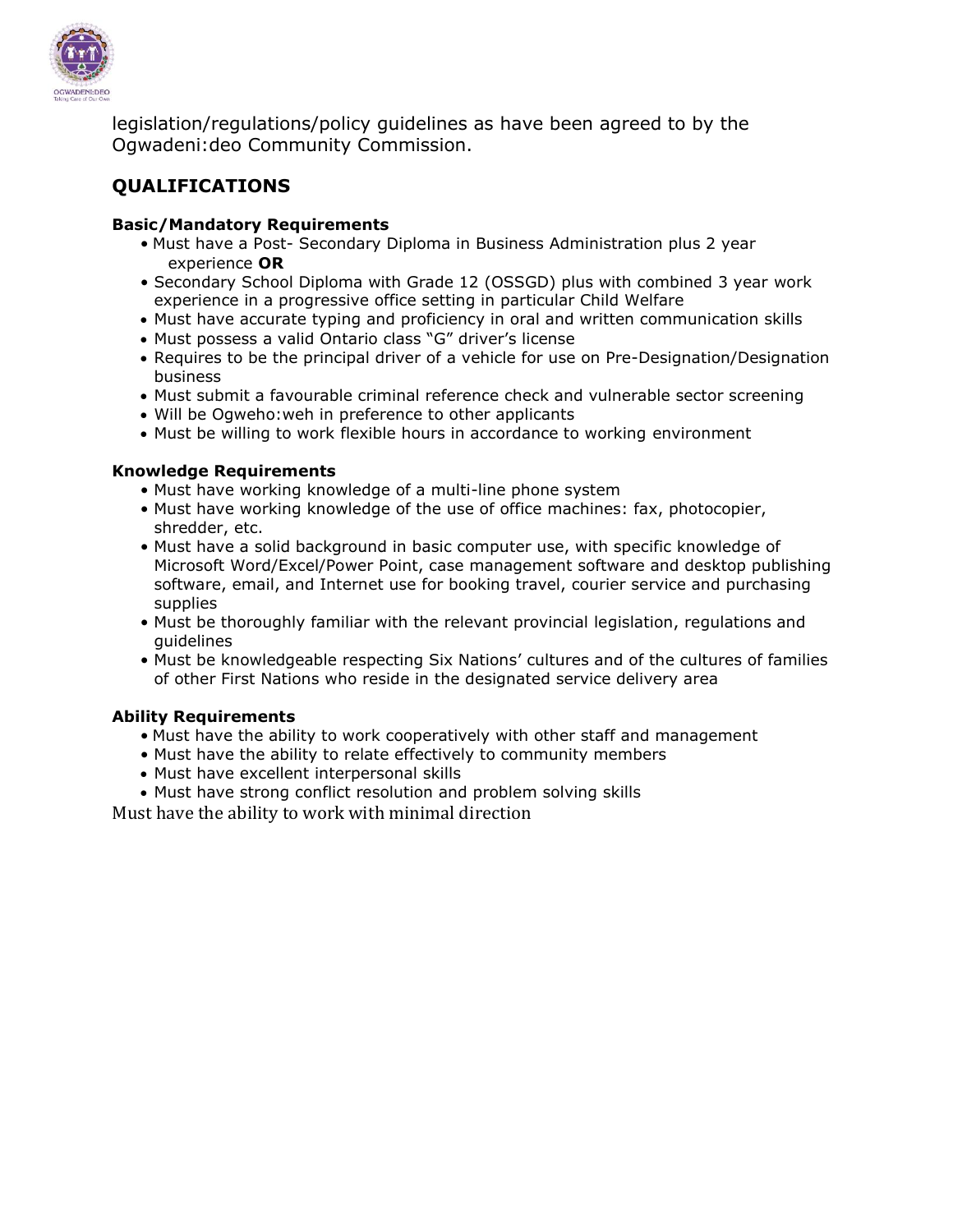legislation/regulations/policy guidelines as have been agreed to by the Ogwadeni:deo Community Commission.

## QUALIFICATIONS

**Basic/Mandatory Requirements**

- Must have a Post- Secondary Diploma in Business Administration plus 2 year experience **OR**
- Secondary School Diploma with Grade 12 (OSSGD) plus with combined 3 year work experience in a progressive office setting in particular Child Welfare
- Must have accurate typing and proficiency in oral and written communication skills
- Must possess a valid Ontario class "G" driver's license
- Requires to be the principal driver of a vehicle for use on Pre-Designation/Designation business
- Must submit a favourable criminal reference check and vulnerable sector screening
- Will be Ogweho:weh in preference to other applicants
- Must be willing to work flexible hours in accordance to working environment

**Knowledge Requirements**

- Must have working knowledge of a multi-line phone system
- Must have working knowledge of the use of office machines: fax, photocopier, shredder, etc.
- Must have a solid background in basic computer use, with specific knowledge of Microsoft Word/Excel/Power Point, case management software and desktop publishing software, email, and Internet use for booking travel, courier service and purchasing supplies
- Must be thoroughly familiar with the relevant provincial legislation, regulations and guidelines
- Must be knowledgeable respecting Six Nations' cultures and of the cultures of families of other First Nations who reside in the designated service delivery area

**Ability Requirements**

- Must have the ability to work cooperatively with other staff and management
- Must have the ability to relate effectively to community members
- Must have excellent interpersonal skills
- Must have strong conflict resolution and problem solving skills

Must have the ability to work with minimal direction